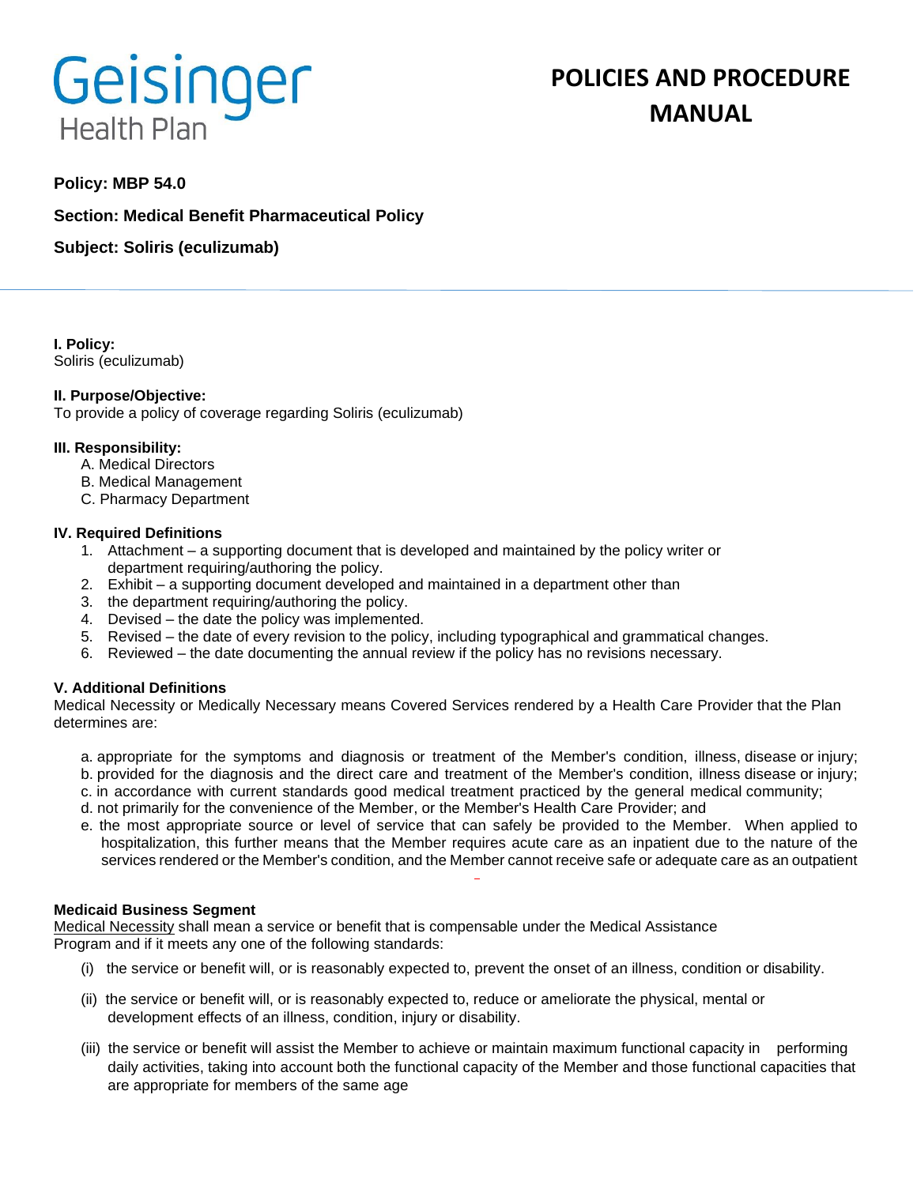Geisinger Health Plan

# POLICIES AND PROCEDURE MANUAL

**Policy: MBP 54.0**

**Section: Medical Benefit Pharmaceutical Policy**

**Subject: Soliris (eculizumab)**

**I. Policy:**
Soliris (eculizumab)

**II. Purpose/Objective:**
To provide a policy of coverage regarding Soliris (eculizumab)

**III. Responsibility:**

A. Medical Directors
B. Medical Management
C. Pharmacy Department

**IV. Required Definitions**

1. Attachment – a supporting document that is developed and maintained by the policy writer or department requiring/authoring the policy.
2. Exhibit – a supporting document developed and maintained in a department other than
3. the department requiring/authoring the policy.
4. Devised – the date the policy was implemented.
5. Revised – the date of every revision to the policy, including typographical and grammatical changes.
6. Reviewed – the date documenting the annual review if the policy has no revisions necessary.

**V. Additional Definitions**
Medical Necessity or Medically Necessary means Covered Services rendered by a Health Care Provider that the Plan determines are:

a. appropriate for the symptoms and diagnosis or treatment of the Member's condition, illness, disease or injury;
b. provided for the diagnosis and the direct care and treatment of the Member's condition, illness disease or injury;
c. in accordance with current standards good medical treatment practiced by the general medical community;
d. not primarily for the convenience of the Member, or the Member's Health Care Provider; and
e. the most appropriate source or level of service that can safely be provided to the Member. When applied to hospitalization, this further means that the Member requires acute care as an inpatient due to the nature of the services rendered or the Member's condition, and the Member cannot receive safe or adequate care as an outpatient

**Medicaid Business Segment**
Medical Necessity shall mean a service or benefit that is compensable under the Medical Assistance Program and if it meets any one of the following standards:

(i) the service or benefit will, or is reasonably expected to, prevent the onset of an illness, condition or disability.

(ii) the service or benefit will, or is reasonably expected to, reduce or ameliorate the physical, mental or development effects of an illness, condition, injury or disability.

(iii) the service or benefit will assist the Member to achieve or maintain maximum functional capacity in performing daily activities, taking into account both the functional capacity of the Member and those functional capacities that are appropriate for members of the same age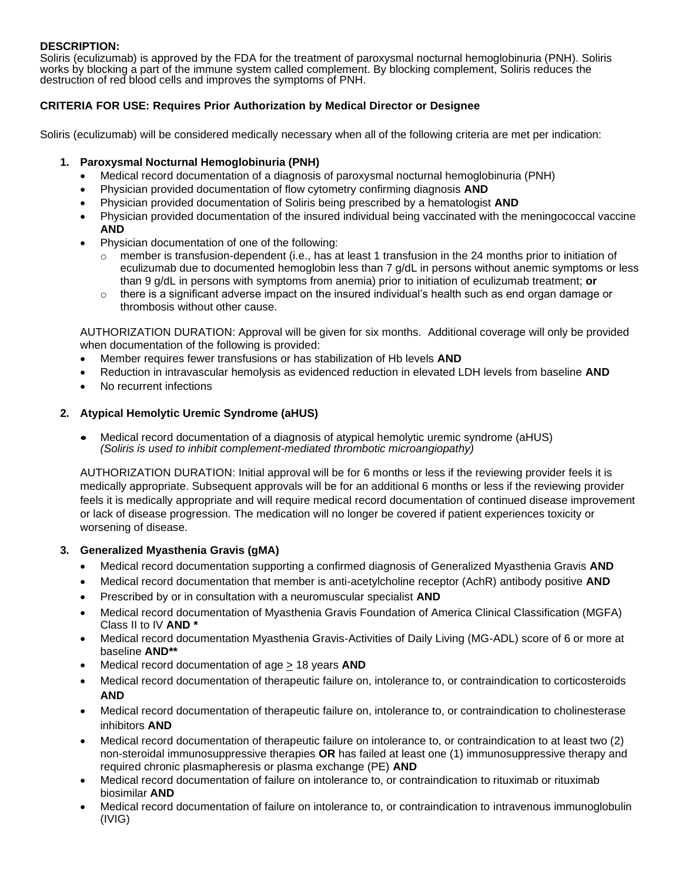**DESCRIPTION:**
Soliris (eculizumab) is approved by the FDA for the treatment of paroxysmal nocturnal hemoglobinuria (PNH). Soliris works by blocking a part of the immune system called complement. By blocking complement, Soliris reduces the destruction of red blood cells and improves the symptoms of PNH.

**CRITERIA FOR USE: Requires Prior Authorization by Medical Director or Designee**

Soliris (eculizumab) will be considered medically necessary when all of the following criteria are met per indication:

1. **Paroxysmal Nocturnal Hemoglobinuria (PNH)**
   - Medical record documentation of a diagnosis of paroxysmal nocturnal hemoglobinuria (PNH)
   - Physician provided documentation of flow cytometry confirming diagnosis **AND**
   - Physician provided documentation of Soliris being prescribed by a hematologist **AND**
   - Physician provided documentation of the insured individual being vaccinated with the meningococcal vaccine **AND**
   - Physician documentation of one of the following:
     - member is transfusion-dependent (i.e., has at least 1 transfusion in the 24 months prior to initiation of eculizumab due to documented hemoglobin less than 7 g/dL in persons without anemic symptoms or less than 9 g/dL in persons with symptoms from anemia) prior to initiation of eculizumab treatment; **or**
     - there is a significant adverse impact on the insured individual's health such as end organ damage or thrombosis without other cause.

   AUTHORIZATION DURATION: Approval will be given for six months. Additional coverage will only be provided when documentation of the following is provided:
   - Member requires fewer transfusions or has stabilization of Hb levels **AND**
   - Reduction in intravascular hemolysis as evidenced reduction in elevated LDH levels from baseline **AND**
   - No recurrent infections

2. **Atypical Hemolytic Uremic Syndrome (aHUS)**
   - Medical record documentation of a diagnosis of atypical hemolytic uremic syndrome (aHUS) *(Soliris is used to inhibit complement-mediated thrombotic microangiopathy)*

   AUTHORIZATION DURATION: Initial approval will be for 6 months or less if the reviewing provider feels it is medically appropriate. Subsequent approvals will be for an additional 6 months or less if the reviewing provider feels it is medically appropriate and will require medical record documentation of continued disease improvement or lack of disease progression. The medication will no longer be covered if patient experiences toxicity or worsening of disease.

3. **Generalized Myasthenia Gravis (gMA)**
   - Medical record documentation supporting a confirmed diagnosis of Generalized Myasthenia Gravis **AND**
   - Medical record documentation that member is anti-acetylcholine receptor (AchR) antibody positive **AND**
   - Prescribed by or in consultation with a neuromuscular specialist **AND**
   - Medical record documentation of Myasthenia Gravis Foundation of America Clinical Classification (MGFA) Class II to IV **AND \***
   - Medical record documentation Myasthenia Gravis-Activities of Daily Living (MG-ADL) score of 6 or more at baseline **AND\*\***
   - Medical record documentation of age ≥ 18 years **AND**
   - Medical record documentation of therapeutic failure on, intolerance to, or contraindication to corticosteroids **AND**
   - Medical record documentation of therapeutic failure on, intolerance to, or contraindication to cholinesterase inhibitors **AND**
   - Medical record documentation of therapeutic failure on intolerance to, or contraindication to at least two (2) non-steroidal immunosuppressive therapies **OR** has failed at least one (1) immunosuppressive therapy and required chronic plasmapheresis or plasma exchange (PE) **AND**
   - Medical record documentation of failure on intolerance to, or contraindication to rituximab or rituximab biosimilar **AND**
   - Medical record documentation of failure on intolerance to, or contraindication to intravenous immunoglobulin (IVIG)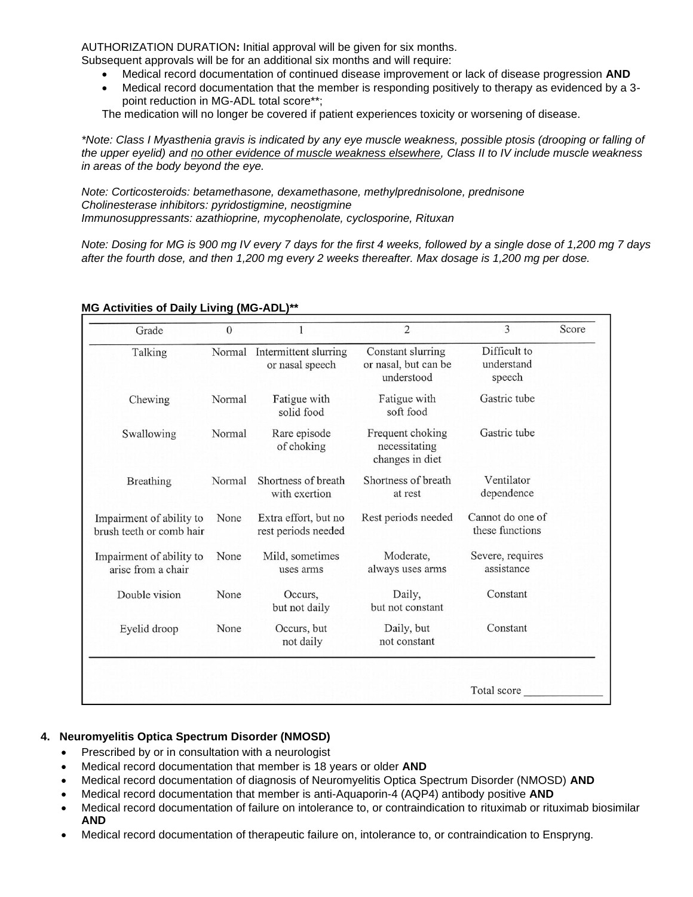AUTHORIZATION DURATION**:** Initial approval will be given for six months.
Subsequent approvals will be for an additional six months and will require:

- Medical record documentation of continued disease improvement or lack of disease progression **AND**
- Medical record documentation that the member is responding positively to therapy as evidenced by a 3-point reduction in MG-ADL total score**;

The medication will no longer be covered if patient experiences toxicity or worsening of disease.

*\*Note: Class I Myasthenia gravis is indicated by any eye muscle weakness, possible ptosis (drooping or falling of the upper eyelid) and <u>no other evidence of muscle weakness elsewhere</u>, Class II to IV include muscle weakness in areas of the body beyond the eye.*

*Note: Corticosteroids: betamethasone, dexamethasone, methylprednisolone, prednisone*
*Cholinesterase inhibitors: pyridostigmine, neostigmine*
*Immunosuppressants: azathioprine, mycophenolate, cyclosporine, Rituxan*

*Note: Dosing for MG is 900 mg IV every 7 days for the first 4 weeks, followed by a single dose of 1,200 mg 7 days after the fourth dose, and then 1,200 mg every 2 weeks thereafter. Max dosage is 1,200 mg per dose.*

**MG Activities of Daily Living (MG-ADL)\*\***

| Grade | 0 | 1 | 2 | 3 | Score |
|---|---|---|---|---|---|
| Talking | Normal | Intermittent slurring or nasal speech | Constant slurring or nasal, but can be understood | Difficult to understand speech | |
| Chewing | Normal | Fatigue with solid food | Fatigue with soft food | Gastric tube | |
| Swallowing | Normal | Rare episode of choking | Frequent choking necessitating changes in diet | Gastric tube | |
| Breathing | Normal | Shortness of breath with exertion | Shortness of breath at rest | Ventilator dependence | |
| Impairment of ability to brush teeth or comb hair | None | Extra effort, but no rest periods needed | Rest periods needed | Cannot do one of these functions | |
| Impairment of ability to arise from a chair | None | Mild, sometimes uses arms | Moderate, always uses arms | Severe, requires assistance | |
| Double vision | None | Occurs, but not daily | Daily, but not constant | Constant | |
| Eyelid droop | None | Occurs, but not daily | Daily, but not constant | Constant | |
| | | | | Total score | |

**4. Neuromyelitis Optica Spectrum Disorder (NMOSD)**

- Prescribed by or in consultation with a neurologist
- Medical record documentation that member is 18 years or older **AND**
- Medical record documentation of diagnosis of Neuromyelitis Optica Spectrum Disorder (NMOSD) **AND**
- Medical record documentation that member is anti-Aquaporin-4 (AQP4) antibody positive **AND**
- Medical record documentation of failure on intolerance to, or contraindication to rituximab or rituximab biosimilar **AND**
- Medical record documentation of therapeutic failure on, intolerance to, or contraindication to Enspryng.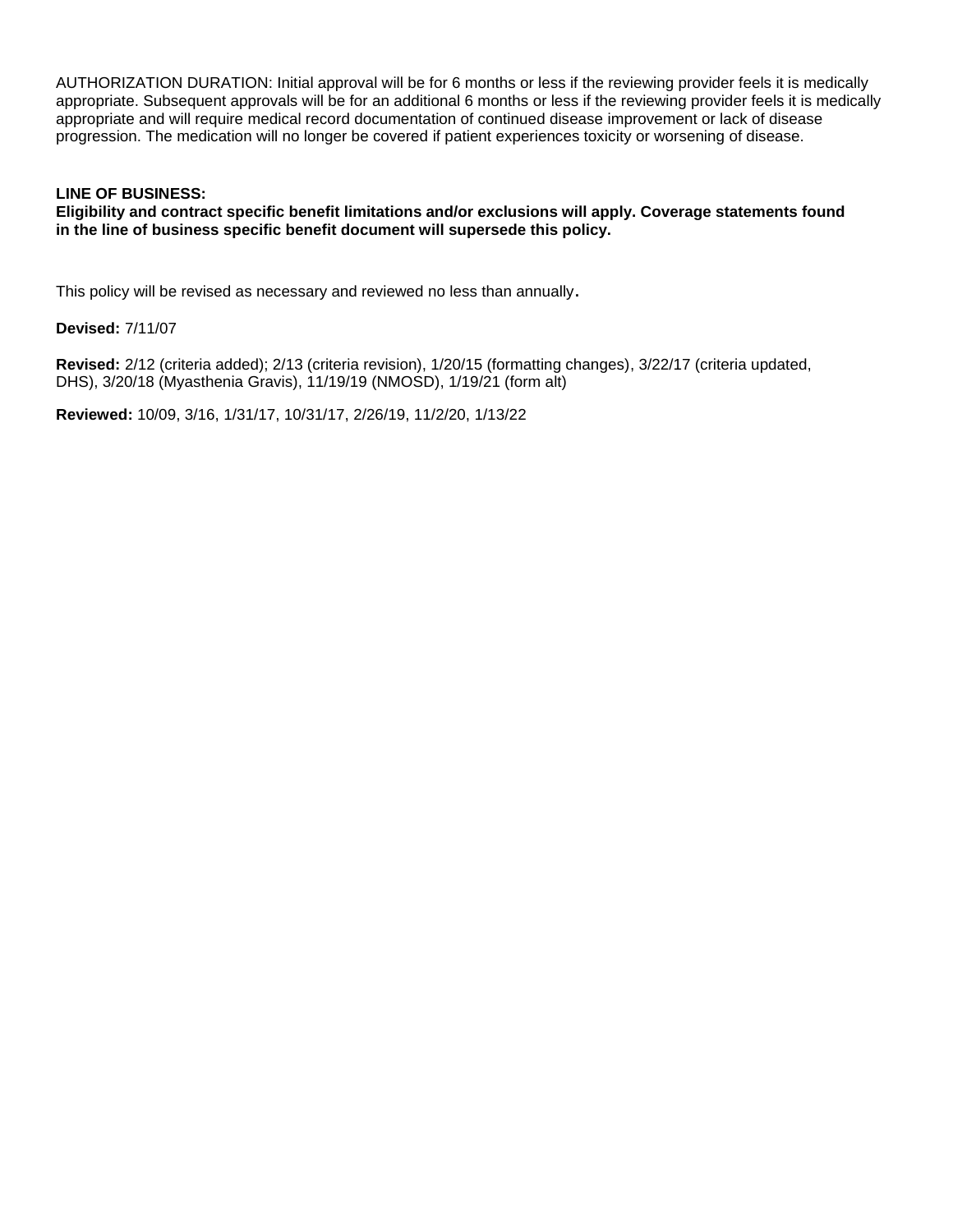AUTHORIZATION DURATION: Initial approval will be for 6 months or less if the reviewing provider feels it is medically appropriate. Subsequent approvals will be for an additional 6 months or less if the reviewing provider feels it is medically appropriate and will require medical record documentation of continued disease improvement or lack of disease progression. The medication will no longer be covered if patient experiences toxicity or worsening of disease.

**LINE OF BUSINESS:**
**Eligibility and contract specific benefit limitations and/or exclusions will apply. Coverage statements found in the line of business specific benefit document will supersede this policy.**

This policy will be revised as necessary and reviewed no less than annually.

**Devised:** 7/11/07

**Revised:** 2/12 (criteria added); 2/13 (criteria revision), 1/20/15 (formatting changes), 3/22/17 (criteria updated, DHS), 3/20/18 (Myasthenia Gravis), 11/19/19 (NMOSD), 1/19/21 (form alt)

**Reviewed:** 10/09, 3/16, 1/31/17, 10/31/17, 2/26/19, 11/2/20, 1/13/22